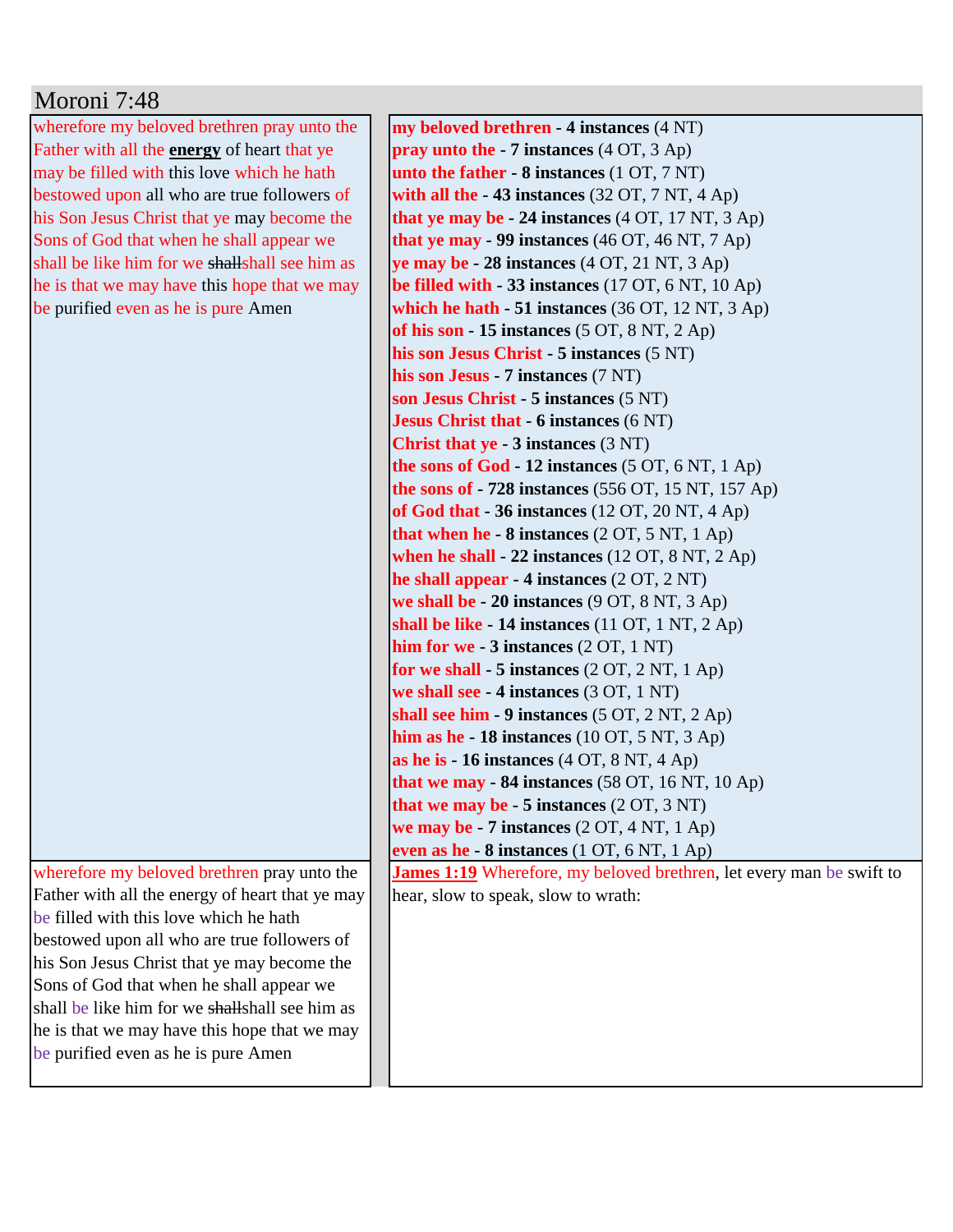# Moroni 7:48

| | |
|---|---|
| wherefore my beloved brethren pray unto the Father with all the **energy** of heart that ye may be filled with this love which he hath bestowed upon all who are true followers of his Son Jesus Christ that ye may become the Sons of God that when he shall appear we shall be like him for we ~~shall~~shall see him as he is that we may have this hope that we may be purified even as he is pure Amen | **my beloved brethren - 4 instances** (4 NT)<br>**pray unto the - 7 instances** (4 OT, 3 Ap)<br>**unto the father - 8 instances** (1 OT, 7 NT)<br>**with all the - 43 instances** (32 OT, 7 NT, 4 Ap)<br>**that ye may be - 24 instances** (4 OT, 17 NT, 3 Ap)<br>**that ye may - 99 instances** (46 OT, 46 NT, 7 Ap)<br>**ye may be - 28 instances** (4 OT, 21 NT, 3 Ap)<br>**be filled with - 33 instances** (17 OT, 6 NT, 10 Ap)<br>**which he hath - 51 instances** (36 OT, 12 NT, 3 Ap)<br>**of his son - 15 instances** (5 OT, 8 NT, 2 Ap)<br>**his son Jesus Christ - 5 instances** (5 NT)<br>**his son Jesus - 7 instances** (7 NT)<br>**son Jesus Christ - 5 instances** (5 NT)<br>**Jesus Christ that - 6 instances** (6 NT)<br>**Christ that ye - 3 instances** (3 NT)<br>**the sons of God - 12 instances** (5 OT, 6 NT, 1 Ap)<br>**the sons of - 728 instances** (556 OT, 15 NT, 157 Ap)<br>**of God that - 36 instances** (12 OT, 20 NT, 4 Ap)<br>**that when he - 8 instances** (2 OT, 5 NT, 1 Ap)<br>**when he shall - 22 instances** (12 OT, 8 NT, 2 Ap)<br>**he shall appear - 4 instances** (2 OT, 2 NT)<br>**we shall be - 20 instances** (9 OT, 8 NT, 3 Ap)<br>**shall be like - 14 instances** (11 OT, 1 NT, 2 Ap)<br>**him for we - 3 instances** (2 OT, 1 NT)<br>**for we shall - 5 instances** (2 OT, 2 NT, 1 Ap)<br>**we shall see - 4 instances** (3 OT, 1 NT)<br>**shall see him - 9 instances** (5 OT, 2 NT, 2 Ap)<br>**him as he - 18 instances** (10 OT, 5 NT, 3 Ap)<br>**as he is - 16 instances** (4 OT, 8 NT, 4 Ap)<br>**that we may - 84 instances** (58 OT, 16 NT, 10 Ap)<br>**that we may be - 5 instances** (2 OT, 3 NT)<br>**we may be - 7 instances** (2 OT, 4 NT, 1 Ap)<br>**even as he - 8 instances** (1 OT, 6 NT, 1 Ap) |
| wherefore my beloved brethren pray unto the Father with all the energy of heart that ye may be filled with this love which he hath bestowed upon all who are true followers of his Son Jesus Christ that ye may become the Sons of God that when he shall appear we shall be like him for we ~~shall~~shall see him as he is that we may have this hope that we may be purified even as he is pure Amen | **James 1:19** Wherefore, my beloved brethren, let every man be swift to hear, slow to speak, slow to wrath: |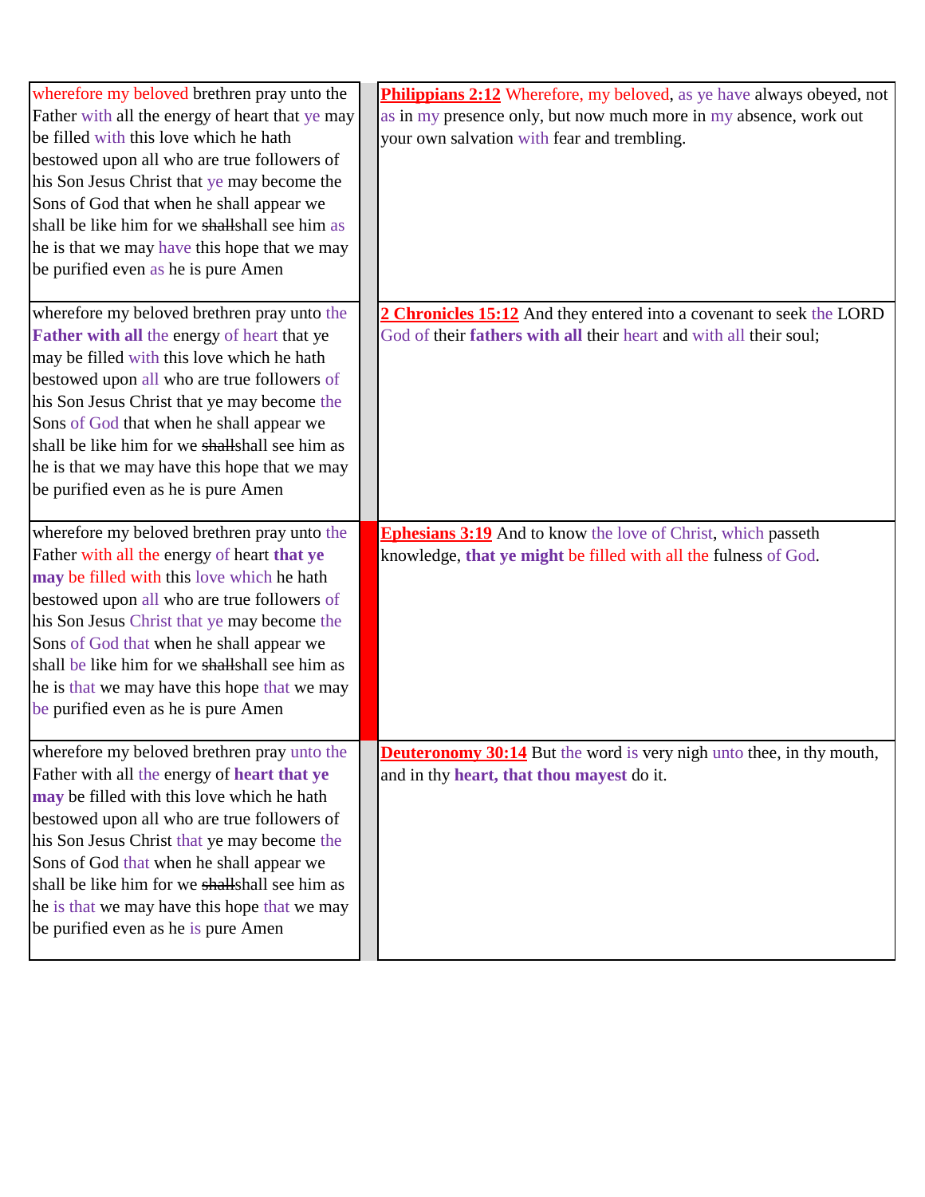| | | |
|---|---|---|
| wherefore my beloved brethren pray unto the Father with all the energy of heart that ye may be filled with this love which he hath bestowed upon all who are true followers of his Son Jesus Christ that ye may become the Sons of God that when he shall appear we shall be like him for we ~~shall~~shall see him as he is that we may have this hope that we may be purified even as he is pure Amen | | **Philippians 2:12** Wherefore, my beloved, as ye have always obeyed, not as in my presence only, but now much more in my absence, work out your own salvation with fear and trembling. |
| wherefore my beloved brethren pray unto the **Father with all** the energy of heart that ye may be filled with this love which he hath bestowed upon all who are true followers of his Son Jesus Christ that ye may become the Sons of God that when he shall appear we shall be like him for we ~~shall~~shall see him as he is that we may have this hope that we may be purified even as he is pure Amen | | **2 Chronicles 15:12** And they entered into a covenant to seek the LORD God of their **fathers with all** their heart and with all their soul; |
| wherefore my beloved brethren pray unto the Father with all the energy of heart **that ye may** be filled with this love which he hath bestowed upon all who are true followers of his Son Jesus Christ that ye may become the Sons of God that when he shall appear we shall be like him for we ~~shall~~shall see him as he is that we may have this hope that we may be purified even as he is pure Amen | | **Ephesians 3:19** And to know the love of Christ, which passeth knowledge, **that ye might** be filled with all the fulness of God. |
| wherefore my beloved brethren pray unto the Father with all the energy of **heart that ye may** be filled with this love which he hath bestowed upon all who are true followers of his Son Jesus Christ that ye may become the Sons of God that when he shall appear we shall be like him for we ~~shall~~shall see him as he is that we may have this hope that we may be purified even as he is pure Amen | | **Deuteronomy 30:14** But the word is very nigh unto thee, in thy mouth, and in thy **heart, that thou mayest** do it. |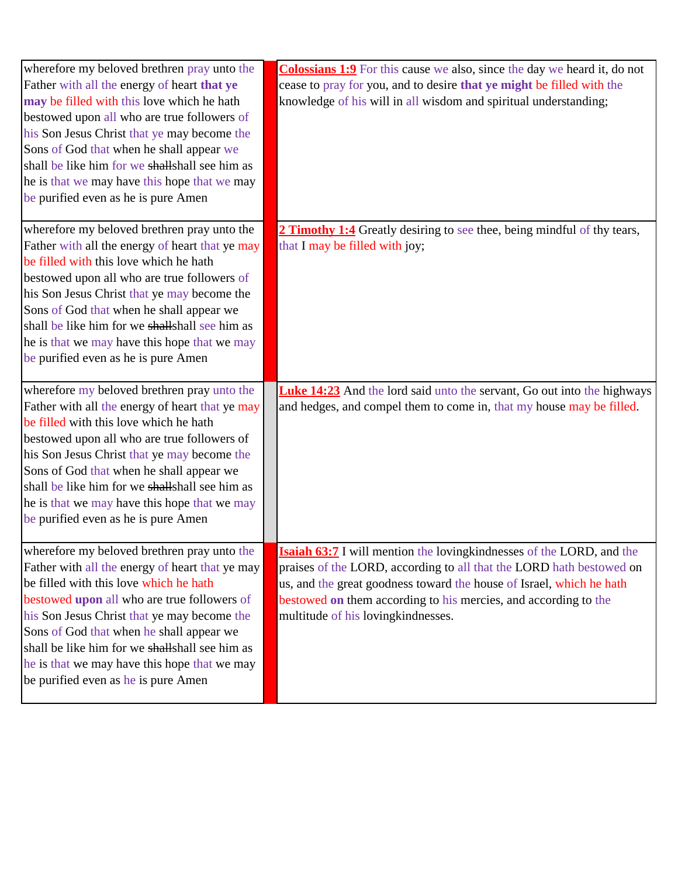| | | |
|---|---|---|
| wherefore my beloved brethren pray unto the Father with all the energy of heart **that ye may** be filled with this love which he hath bestowed upon all who are true followers of his Son Jesus Christ that ye may become the Sons of God that when he shall appear we shall be like him for we ~~shall~~shall see him as he is that we may have this hope that we may be purified even as he is pure Amen | | **Colossians 1:9** For this cause we also, since the day we heard it, do not cease to pray for you, and to desire **that ye might** be filled with the knowledge of his will in all wisdom and spiritual understanding; |
| wherefore my beloved brethren pray unto the Father with all the energy of heart that ye may be filled with this love which he hath bestowed upon all who are true followers of his Son Jesus Christ that ye may become the Sons of God that when he shall appear we shall be like him for we ~~shall~~shall see him as he is that we may have this hope that we may be purified even as he is pure Amen | | **2 Timothy 1:4** Greatly desiring to see thee, being mindful of thy tears, that I may be filled with joy; |
| wherefore my beloved brethren pray unto the Father with all the energy of heart that ye may be filled with this love which he hath bestowed upon all who are true followers of his Son Jesus Christ that ye may become the Sons of God that when he shall appear we shall be like him for we ~~shall~~shall see him as he is that we may have this hope that we may be purified even as he is pure Amen | | **Luke 14:23** And the lord said unto the servant, Go out into the highways and hedges, and compel them to come in, that my house may be filled. |
| wherefore my beloved brethren pray unto the Father with all the energy of heart that ye may be filled with this love which he hath bestowed **upon** all who are true followers of his Son Jesus Christ that ye may become the Sons of God that when he shall appear we shall be like him for we ~~shall~~shall see him as he is that we may have this hope that we may be purified even as he is pure Amen | | **Isaiah 63:7** I will mention the lovingkindnesses of the LORD, and the praises of the LORD, according to all that the LORD hath bestowed on us, and the great goodness toward the house of Israel, which he hath bestowed **on** them according to his mercies, and according to the multitude of his lovingkindnesses. |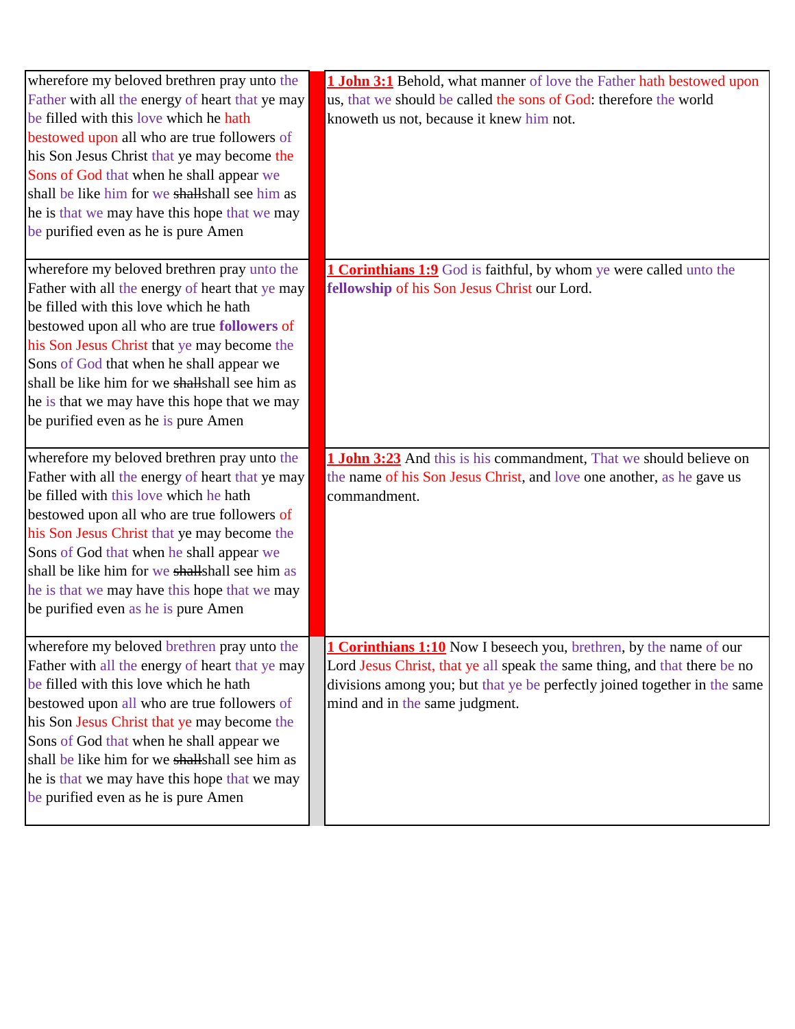| | | |
|---|---|---|
| wherefore my beloved brethren pray unto the Father with all the energy of heart that ye may be filled with this love which he hath bestowed upon all who are true followers of his Son Jesus Christ that ye may become the Sons of God that when he shall appear we shall be like him for we ~~shall~~shall see him as he is that we may have this hope that we may be purified even as he is pure Amen | | **1 John 3:1** Behold, what manner of love the Father hath bestowed upon us, that we should be called the sons of God: therefore the world knoweth us not, because it knew him not. |
| wherefore my beloved brethren pray unto the Father with all the energy of heart that ye may be filled with this love which he hath bestowed upon all who are true **followers** of his Son Jesus Christ that ye may become the Sons of God that when he shall appear we shall be like him for we ~~shall~~shall see him as he is that we may have this hope that we may be purified even as he is pure Amen | | **1 Corinthians 1:9** God is faithful, by whom ye were called unto the **fellowship** of his Son Jesus Christ our Lord. |
| wherefore my beloved brethren pray unto the Father with all the energy of heart that ye may be filled with this love which he hath bestowed upon all who are true followers of his Son Jesus Christ that ye may become the Sons of God that when he shall appear we shall be like him for we ~~shall~~shall see him as he is that we may have this hope that we may be purified even as he is pure Amen | | **1 John 3:23** And this is his commandment, That we should believe on the name of his Son Jesus Christ, and love one another, as he gave us commandment. |
| wherefore my beloved brethren pray unto the Father with all the energy of heart that ye may be filled with this love which he hath bestowed upon all who are true followers of his Son Jesus Christ that ye may become the Sons of God that when he shall appear we shall be like him for we ~~shall~~shall see him as he is that we may have this hope that we may be purified even as he is pure Amen | | **1 Corinthians 1:10** Now I beseech you, brethren, by the name of our Lord Jesus Christ, that ye all speak the same thing, and that there be no divisions among you; but that ye be perfectly joined together in the same mind and in the same judgment. |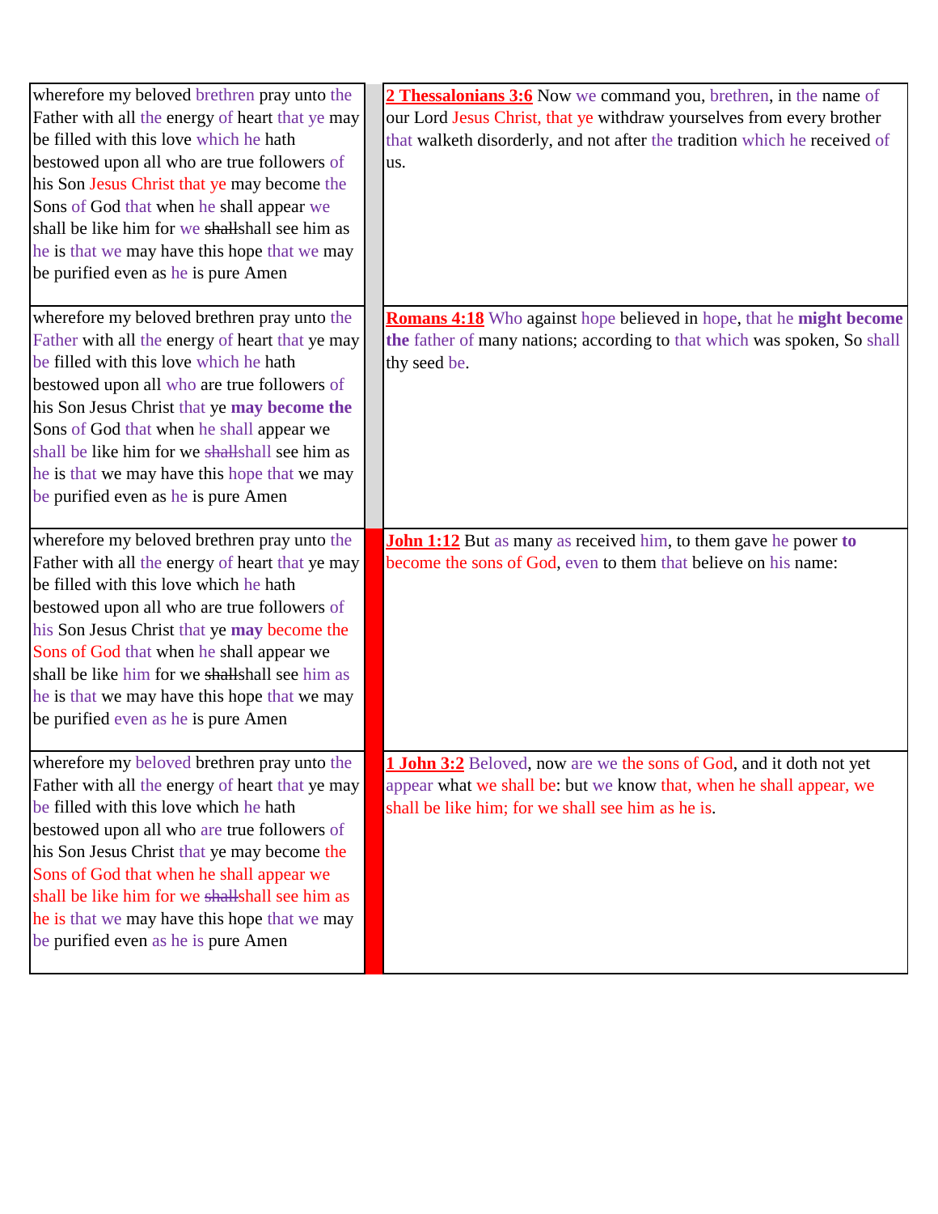| | | |
|---|---|---|
| wherefore my beloved brethren pray unto the Father with all the energy of heart that ye may be filled with this love which he hath bestowed upon all who are true followers of his Son Jesus Christ that ye may become the Sons of God that when he shall appear we shall be like him for we ~~shall~~shall see him as he is that we may have this hope that we may be purified even as he is pure Amen | | **2 Thessalonians 3:6** Now we command you, brethren, in the name of our Lord Jesus Christ, that ye withdraw yourselves from every brother that walketh disorderly, and not after the tradition which he received of us. |
| wherefore my beloved brethren pray unto the Father with all the energy of heart that ye may be filled with this love which he hath bestowed upon all who are true followers of his Son Jesus Christ that ye **may become the** Sons of God that when he shall appear we shall be like him for we ~~shall~~shall see him as he is that we may have this hope that we may be purified even as he is pure Amen | | **Romans 4:18** Who against hope believed in hope, that he **might become the** father of many nations; according to that which was spoken, So shall thy seed be. |
| wherefore my beloved brethren pray unto the Father with all the energy of heart that ye may be filled with this love which he hath bestowed upon all who are true followers of his Son Jesus Christ that ye **may** become the Sons of God that when he shall appear we shall be like him for we ~~shall~~shall see him as he is that we may have this hope that we may be purified even as he is pure Amen | | **John 1:12** But as many as received him, to them gave he power **to** become the sons of God, even to them that believe on his name: |
| wherefore my beloved brethren pray unto the Father with all the energy of heart that ye may be filled with this love which he hath bestowed upon all who are true followers of his Son Jesus Christ that ye may become the Sons of God that when he shall appear we shall be like him for we ~~shall~~shall see him as he is that we may have this hope that we may be purified even as he is pure Amen | | **1 John 3:2** Beloved, now are we the sons of God, and it doth not yet appear what we shall be: but we know that, when he shall appear, we shall be like him; for we shall see him as he is. |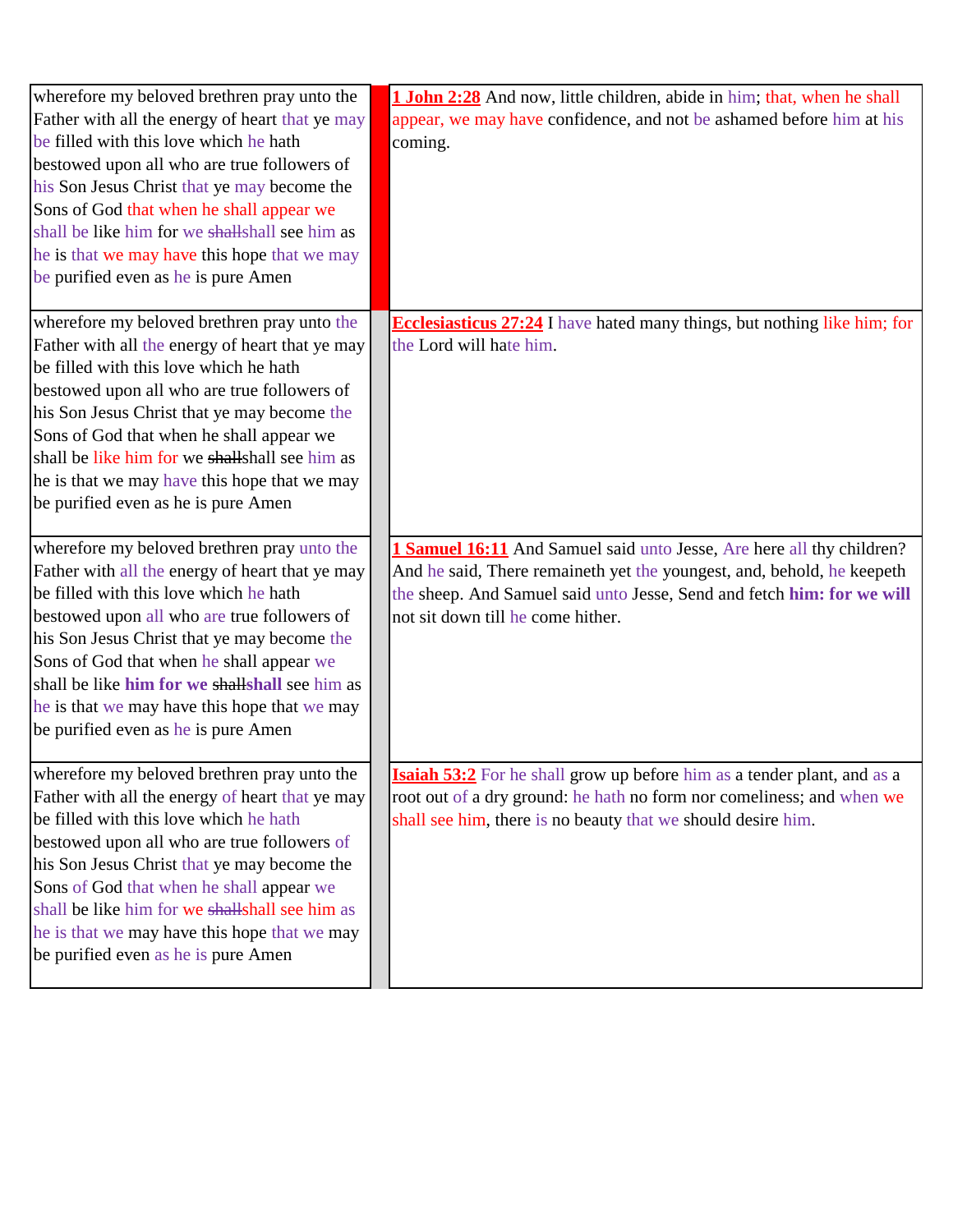| | | |
|---|---|---|
| wherefore my beloved brethren pray unto the Father with all the energy of heart that ye may be filled with this love which he hath bestowed upon all who are true followers of his Son Jesus Christ that ye may become the Sons of God that when he shall appear we shall be like him for we ~~shall~~shall see him as he is that we may have this hope that we may be purified even as he is pure Amen | | **1 John 2:28** And now, little children, abide in him; that, when he shall appear, we may have confidence, and not be ashamed before him at his coming. |
| wherefore my beloved brethren pray unto the Father with all the energy of heart that ye may be filled with this love which he hath bestowed upon all who are true followers of his Son Jesus Christ that ye may become the Sons of God that when he shall appear we shall be like him for we ~~shall~~shall see him as he is that we may have this hope that we may be purified even as he is pure Amen | | **Ecclesiasticus 27:24** I have hated many things, but nothing like him; for the Lord will hate him. |
| wherefore my beloved brethren pray unto the Father with all the energy of heart that ye may be filled with this love which he hath bestowed upon all who are true followers of his Son Jesus Christ that ye may become the Sons of God that when he shall appear we shall be like **him for we** ~~shall~~**shall** see him as he is that we may have this hope that we may be purified even as he is pure Amen | | **1 Samuel 16:11** And Samuel said unto Jesse, Are here all thy children? And he said, There remaineth yet the youngest, and, behold, he keepeth the sheep. And Samuel said unto Jesse, Send and fetch **him: for we will** not sit down till he come hither. |
| wherefore my beloved brethren pray unto the Father with all the energy of heart that ye may be filled with this love which he hath bestowed upon all who are true followers of his Son Jesus Christ that ye may become the Sons of God that when he shall appear we shall be like him for we ~~shall~~shall see him as he is that we may have this hope that we may be purified even as he is pure Amen | | **Isaiah 53:2** For he shall grow up before him as a tender plant, and as a root out of a dry ground: he hath no form nor comeliness; and when we shall see him, there is no beauty that we should desire him. |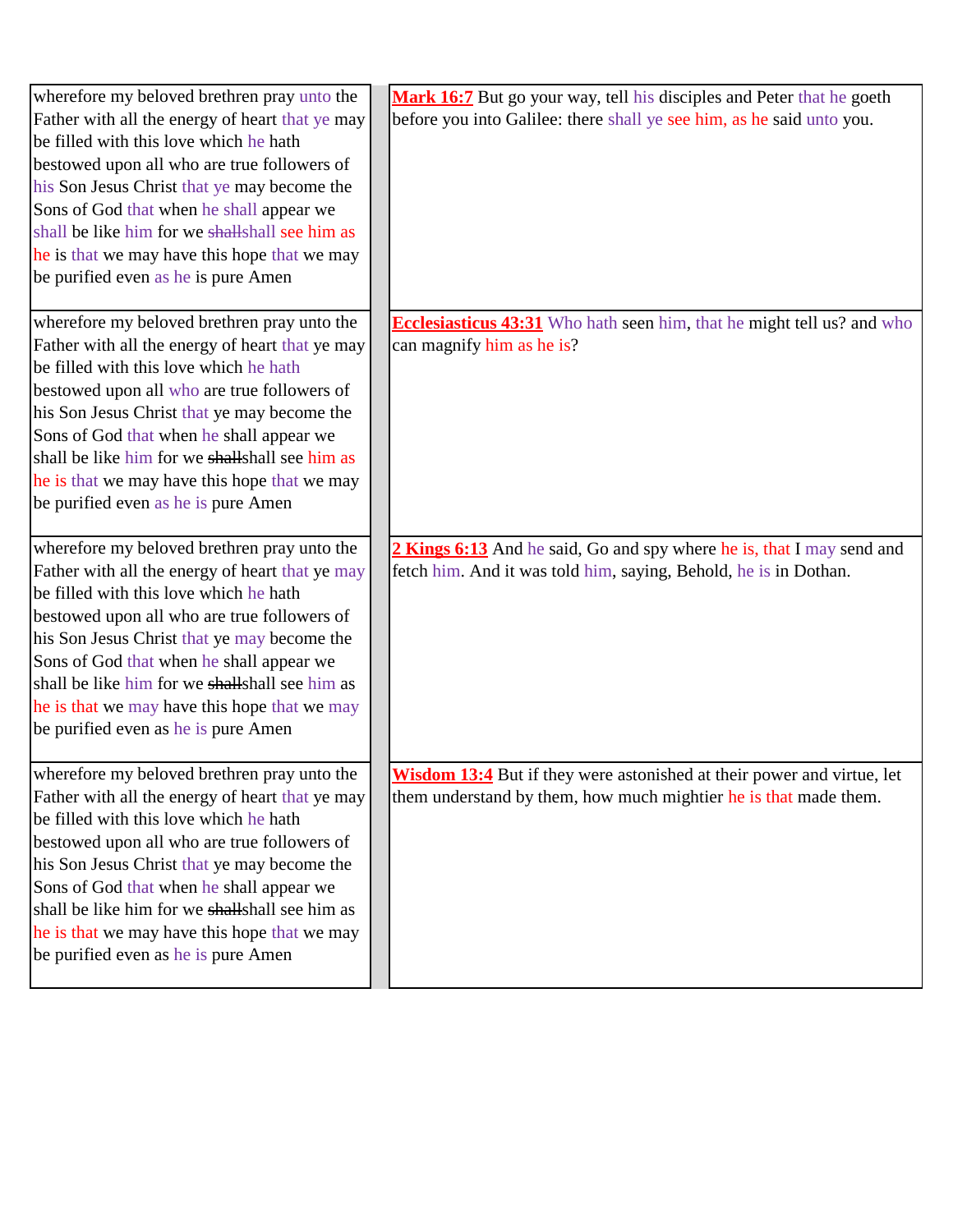| | |
|---|---|
| wherefore my beloved brethren pray unto the Father with all the energy of heart that ye may be filled with this love which he hath bestowed upon all who are true followers of his Son Jesus Christ that ye may become the Sons of God that when he shall appear we shall be like him for we ~~shall~~shall see him as he is that we may have this hope that we may be purified even as he is pure Amen | **Mark 16:7** But go your way, tell his disciples and Peter that he goeth before you into Galilee: there shall ye see him, as he said unto you. |
| wherefore my beloved brethren pray unto the Father with all the energy of heart that ye may be filled with this love which he hath bestowed upon all who are true followers of his Son Jesus Christ that ye may become the Sons of God that when he shall appear we shall be like him for we ~~shall~~shall see him as he is that we may have this hope that we may be purified even as he is pure Amen | **Ecclesiasticus 43:31** Who hath seen him, that he might tell us? and who can magnify him as he is? |
| wherefore my beloved brethren pray unto the Father with all the energy of heart that ye may be filled with this love which he hath bestowed upon all who are true followers of his Son Jesus Christ that ye may become the Sons of God that when he shall appear we shall be like him for we ~~shall~~shall see him as he is that we may have this hope that we may be purified even as he is pure Amen | **2 Kings 6:13** And he said, Go and spy where he is, that I may send and fetch him. And it was told him, saying, Behold, he is in Dothan. |
| wherefore my beloved brethren pray unto the Father with all the energy of heart that ye may be filled with this love which he hath bestowed upon all who are true followers of his Son Jesus Christ that ye may become the Sons of God that when he shall appear we shall be like him for we ~~shall~~shall see him as he is that we may have this hope that we may be purified even as he is pure Amen | **Wisdom 13:4** But if they were astonished at their power and virtue, let them understand by them, how much mightier he is that made them. |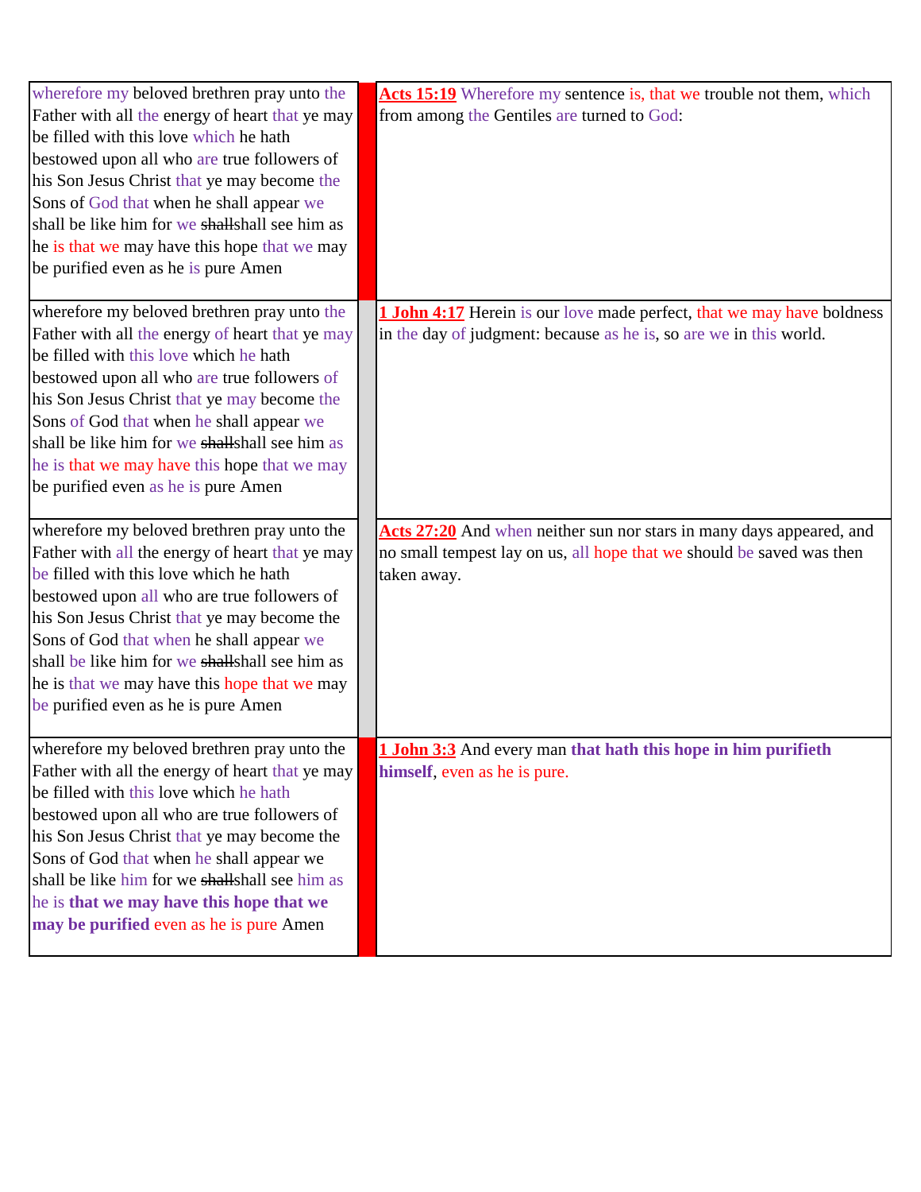| | | |
|---|---|---|
| wherefore my beloved brethren pray unto the Father with all the energy of heart that ye may be filled with this love which he hath bestowed upon all who are true followers of his Son Jesus Christ that ye may become the Sons of God that when he shall appear we shall be like him for we ~~shall~~shall see him as he is that we may have this hope that we may be purified even as he is pure Amen | | **Acts 15:19** Wherefore my sentence is, that we trouble not them, which from among the Gentiles are turned to God: |
| wherefore my beloved brethren pray unto the Father with all the energy of heart that ye may be filled with this love which he hath bestowed upon all who are true followers of his Son Jesus Christ that ye may become the Sons of God that when he shall appear we shall be like him for we ~~shall~~shall see him as he is that we may have this hope that we may be purified even as he is pure Amen | | **1 John 4:17** Herein is our love made perfect, that we may have boldness in the day of judgment: because as he is, so are we in this world. |
| wherefore my beloved brethren pray unto the Father with all the energy of heart that ye may be filled with this love which he hath bestowed upon all who are true followers of his Son Jesus Christ that ye may become the Sons of God that when he shall appear we shall be like him for we ~~shall~~shall see him as he is that we may have this hope that we may be purified even as he is pure Amen | | **Acts 27:20** And when neither sun nor stars in many days appeared, and no small tempest lay on us, all hope that we should be saved was then taken away. |
| wherefore my beloved brethren pray unto the Father with all the energy of heart that ye may be filled with this love which he hath bestowed upon all who are true followers of his Son Jesus Christ that ye may become the Sons of God that when he shall appear we shall be like him for we ~~shall~~shall see him as he is **that we may have this hope that we may be purified** even as he is pure Amen | | **1 John 3:3** And every man **that hath this hope in him purifieth himself**, even as he is pure. |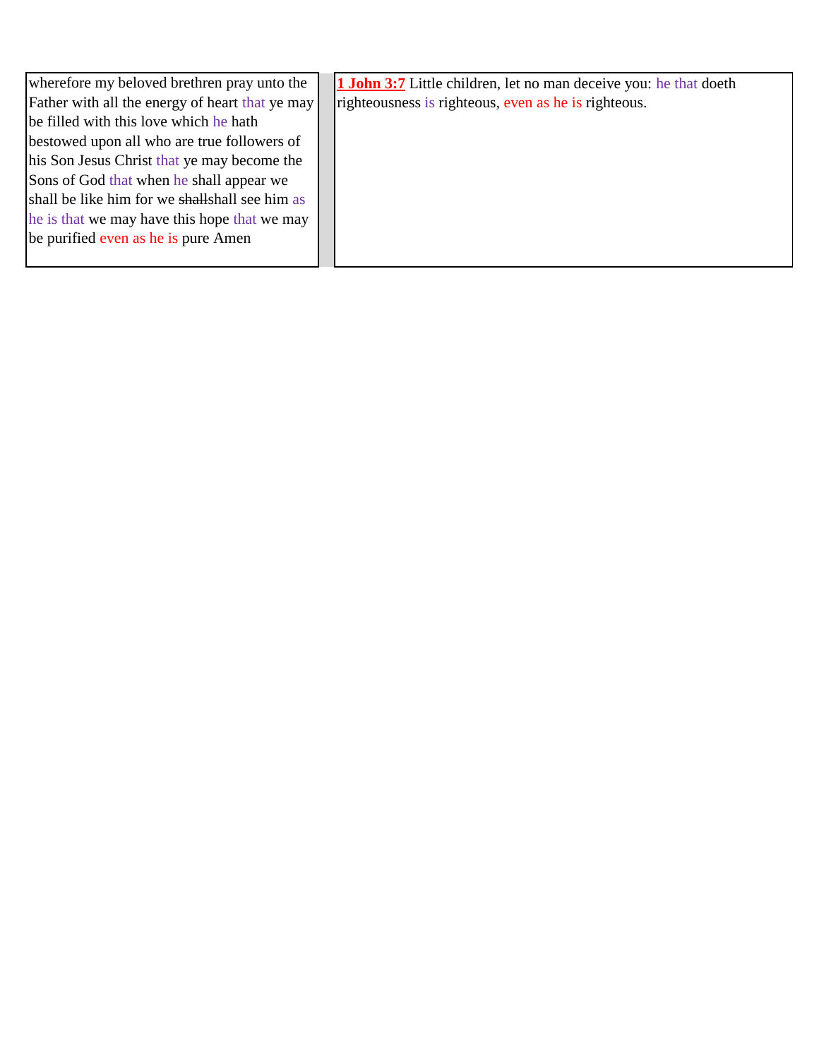| | |
|---|---|
| wherefore my beloved brethren pray unto the Father with all the energy of heart that ye may be filled with this love which he hath bestowed upon all who are true followers of his Son Jesus Christ that ye may become the Sons of God that when he shall appear we shall be like him for we ~~shall~~shall see him as he is that we may have this hope that we may be purified even as he is pure Amen | **1 John 3:7** Little children, let no man deceive you: he that doeth righteousness is righteous, even as he is righteous. |